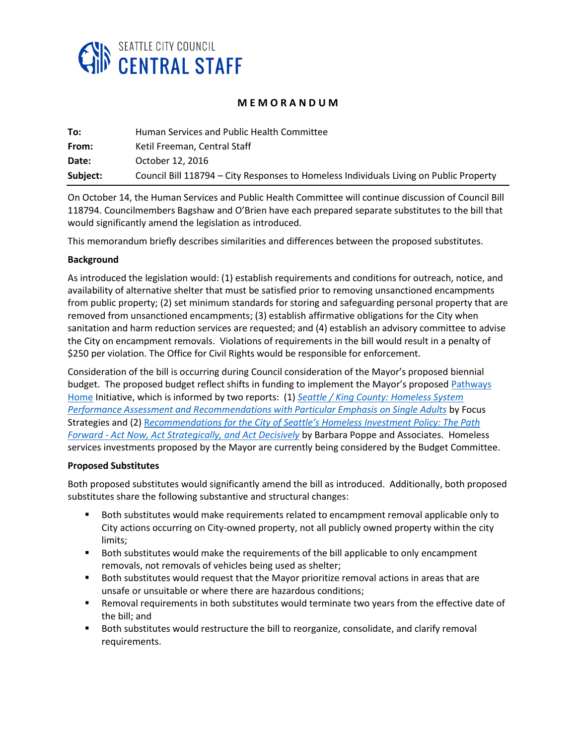SEATTLE CITY COUNCIL
**CENTRAL STAFF**

# MEMORANDUM

| | |
|---|---|
| **To:** | Human Services and Public Health Committee |
| **From:** | Ketil Freeman, Central Staff |
| **Date:** | October 12, 2016 |
| **Subject:** | Council Bill 118794 – City Responses to Homeless Individuals Living on Public Property |

On October 14, the Human Services and Public Health Committee will continue discussion of Council Bill 118794. Councilmembers Bagshaw and O'Brien have each prepared separate substitutes to the bill that would significantly amend the legislation as introduced.

This memorandum briefly describes similarities and differences between the proposed substitutes.

**Background**

As introduced the legislation would: (1) establish requirements and conditions for outreach, notice, and availability of alternative shelter that must be satisfied prior to removing unsanctioned encampments from public property; (2) set minimum standards for storing and safeguarding personal property that are removed from unsanctioned encampments; (3) establish affirmative obligations for the City when sanitation and harm reduction services are requested; and (4) establish an advisory committee to advise the City on encampment removals. Violations of requirements in the bill would result in a penalty of $250 per violation. The Office for Civil Rights would be responsible for enforcement.

Consideration of the bill is occurring during Council consideration of the Mayor's proposed biennial budget. The proposed budget reflect shifts in funding to implement the Mayor's proposed Pathways Home Initiative, which is informed by two reports: (1) *Seattle / King County: Homeless System Performance Assessment and Recommendations with Particular Emphasis on Single Adults* by Focus Strategies and (2) *Recommendations for the City of Seattle's Homeless Investment Policy: The Path Forward - Act Now, Act Strategically, and Act Decisively* by Barbara Poppe and Associates. Homeless services investments proposed by the Mayor are currently being considered by the Budget Committee.

**Proposed Substitutes**

Both proposed substitutes would significantly amend the bill as introduced. Additionally, both proposed substitutes share the following substantive and structural changes:

- Both substitutes would make requirements related to encampment removal applicable only to City actions occurring on City-owned property, not all publicly owned property within the city limits;
- Both substitutes would make the requirements of the bill applicable to only encampment removals, not removals of vehicles being used as shelter;
- Both substitutes would request that the Mayor prioritize removal actions in areas that are unsafe or unsuitable or where there are hazardous conditions;
- Removal requirements in both substitutes would terminate two years from the effective date of the bill; and
- Both substitutes would restructure the bill to reorganize, consolidate, and clarify removal requirements.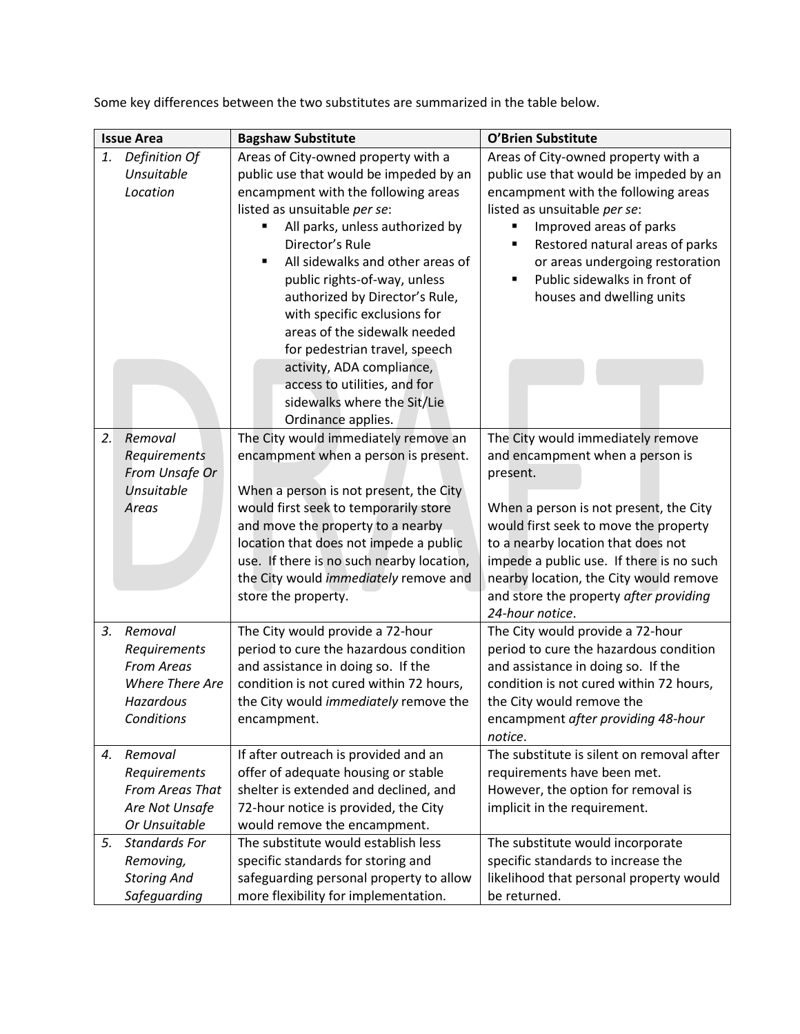Some key differences between the two substitutes are summarized in the table below.

| Issue Area | Bagshaw Substitute | O'Brien Substitute |
| --- | --- | --- |
| 1. *Definition Of Unsuitable Location* | Areas of City-owned property with a public use that would be impeded by an encampment with the following areas listed as unsuitable *per se*:<br>▪ All parks, unless authorized by Director's Rule<br>▪ All sidewalks and other areas of public rights-of-way, unless authorized by Director's Rule, with specific exclusions for areas of the sidewalk needed for pedestrian travel, speech activity, ADA compliance, access to utilities, and for sidewalks where the Sit/Lie Ordinance applies. | Areas of City-owned property with a public use that would be impeded by an encampment with the following areas listed as unsuitable *per se*:<br>▪ Improved areas of parks<br>▪ Restored natural areas of parks or areas undergoing restoration<br>▪ Public sidewalks in front of houses and dwelling units |
| 2. *Removal Requirements From Unsafe Or Unsuitable Areas* | The City would immediately remove an encampment when a person is present.<br><br>When a person is not present, the City would first seek to temporarily store and move the property to a nearby location that does not impede a public use. If there is no such nearby location, the City would *immediately* remove and store the property. | The City would immediately remove and encampment when a person is present.<br><br>When a person is not present, the City would first seek to move the property to a nearby location that does not impede a public use. If there is no such nearby location, the City would remove and store the property *after providing 24-hour notice*. |
| 3. *Removal Requirements From Areas Where There Are Hazardous Conditions* | The City would provide a 72-hour period to cure the hazardous condition and assistance in doing so. If the condition is not cured within 72 hours, the City would *immediately* remove the encampment. | The City would provide a 72-hour period to cure the hazardous condition and assistance in doing so. If the condition is not cured within 72 hours, the City would remove the encampment *after providing 48-hour notice*. |
| 4. *Removal Requirements From Areas That Are Not Unsafe Or Unsuitable* | If after outreach is provided and an offer of adequate housing or stable shelter is extended and declined, and 72-hour notice is provided, the City would remove the encampment. | The substitute is silent on removal after requirements have been met. However, the option for removal is implicit in the requirement. |
| 5. *Standards For Removing, Storing And Safeguarding* | The substitute would establish less specific standards for storing and safeguarding personal property to allow more flexibility for implementation. | The substitute would incorporate specific standards to increase the likelihood that personal property would be returned. |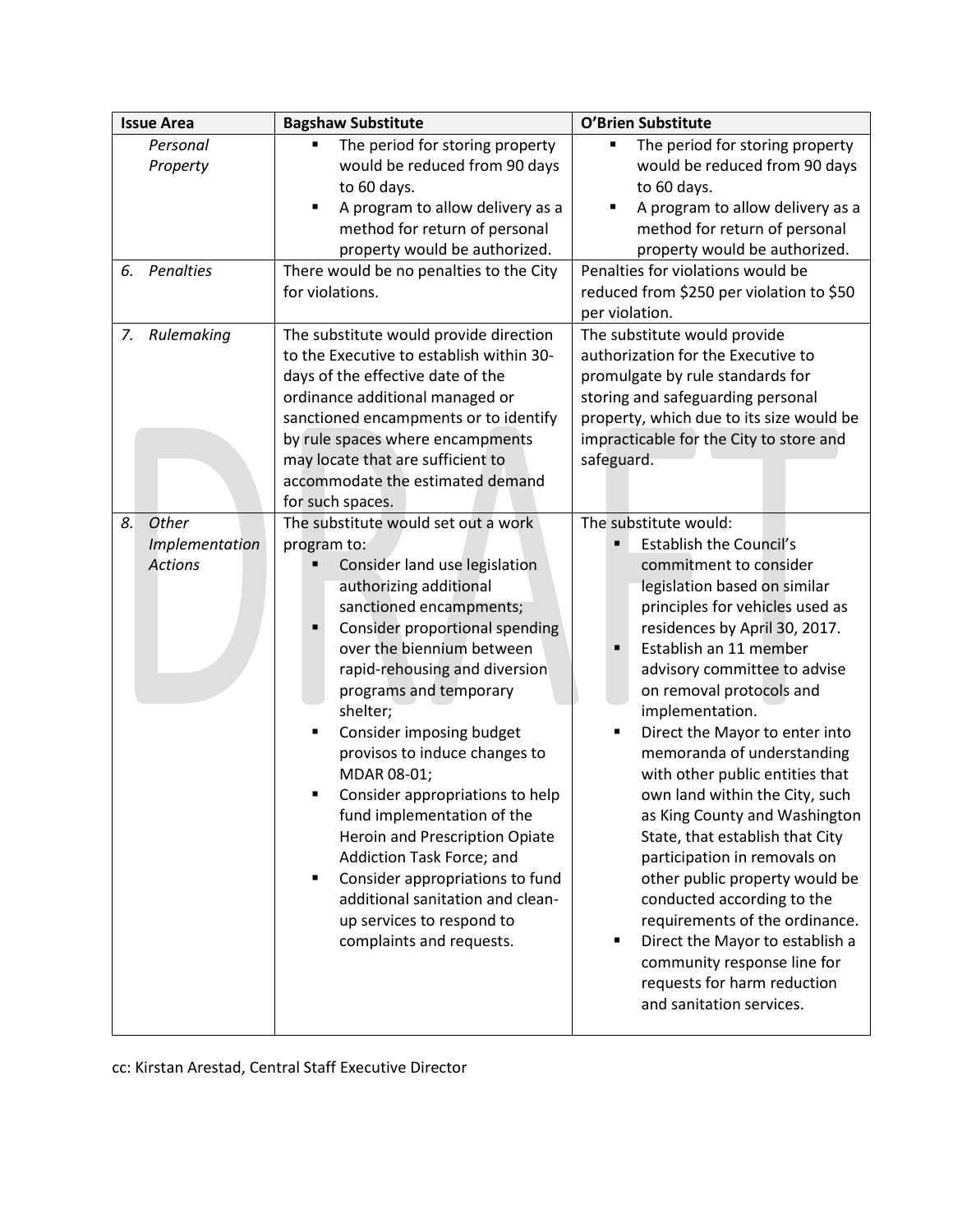| Issue Area | Bagshaw Substitute | O'Brien Substitute |
|---|---|---|
| *Personal Property* | ▪ The period for storing property would be reduced from 90 days to 60 days.<br>▪ A program to allow delivery as a method for return of personal property would be authorized. | ▪ The period for storing property would be reduced from 90 days to 60 days.<br>▪ A program to allow delivery as a method for return of personal property would be authorized. |
| 6. *Penalties* | There would be no penalties to the City for violations. | Penalties for violations would be reduced from $250 per violation to $50 per violation. |
| 7. *Rulemaking* | The substitute would provide direction to the Executive to establish within 30-days of the effective date of the ordinance additional managed or sanctioned encampments or to identify by rule spaces where encampments may locate that are sufficient to accommodate the estimated demand for such spaces. | The substitute would provide authorization for the Executive to promulgate by rule standards for storing and safeguarding personal property, which due to its size would be impracticable for the City to store and safeguard. |
| 8. *Other Implementation Actions* | The substitute would set out a work program to:<br>▪ Consider land use legislation authorizing additional sanctioned encampments;<br>▪ Consider proportional spending over the biennium between rapid-rehousing and diversion programs and temporary shelter;<br>▪ Consider imposing budget provisos to induce changes to MDAR 08-01;<br>▪ Consider appropriations to help fund implementation of the Heroin and Prescription Opiate Addiction Task Force; and<br>▪ Consider appropriations to fund additional sanitation and clean-up services to respond to complaints and requests. | The substitute would:<br>▪ Establish the Council's commitment to consider legislation based on similar principles for vehicles used as residences by April 30, 2017.<br>▪ Establish an 11 member advisory committee to advise on removal protocols and implementation.<br>▪ Direct the Mayor to enter into memoranda of understanding with other public entities that own land within the City, such as King County and Washington State, that establish that City participation in removals on other public property would be conducted according to the requirements of the ordinance.<br>▪ Direct the Mayor to establish a community response line for requests for harm reduction and sanitation services. |

cc: Kirstan Arestad, Central Staff Executive Director